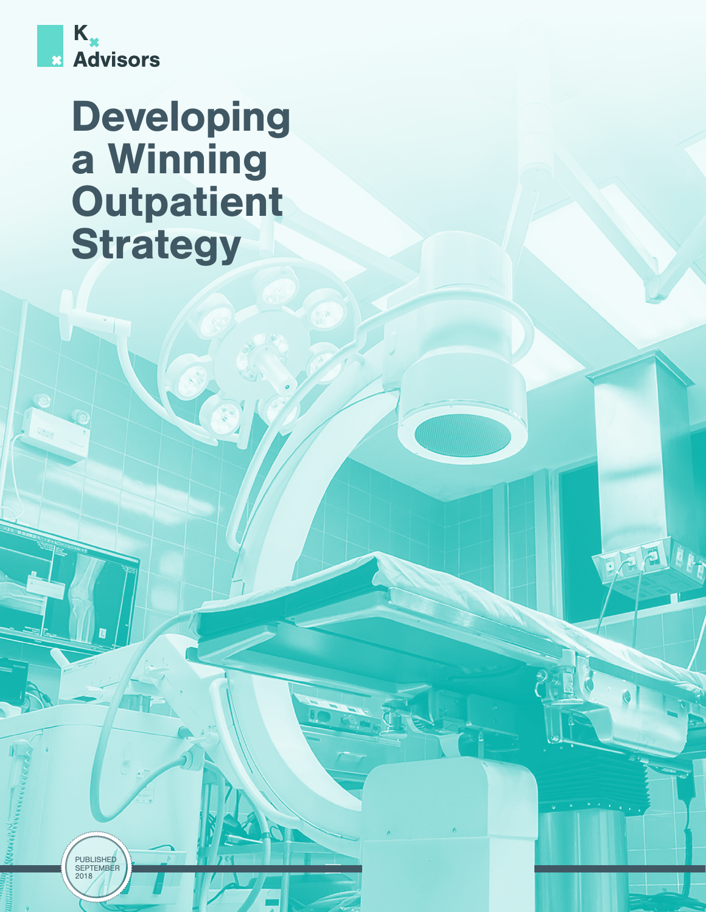K Advisors

# Developing a Winning Outpatient Strategy

PUBLISHED SEPTEMBER 2018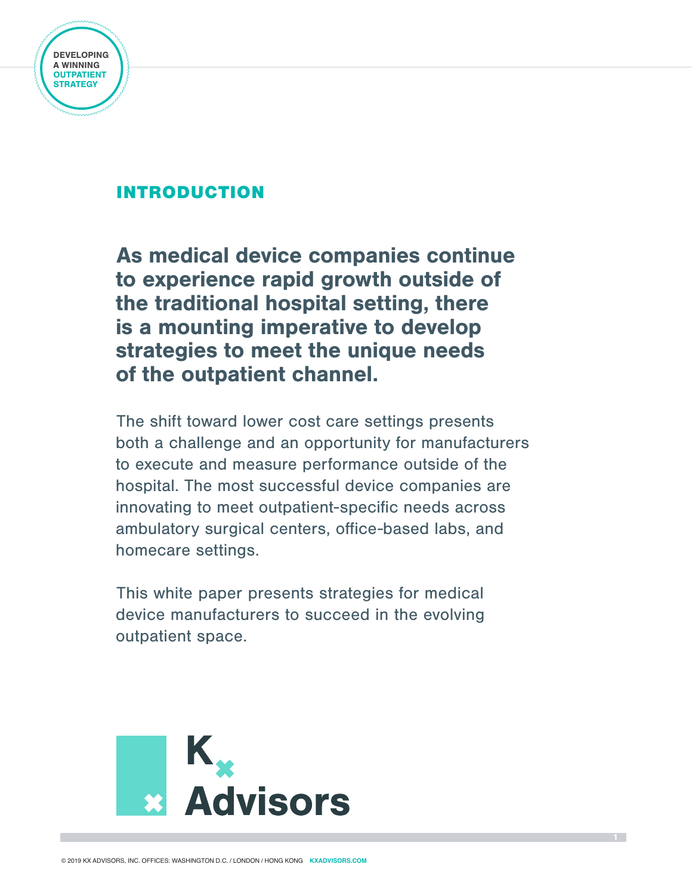## INTRODUCTION

**As medical device companies continue to experience rapid growth outside of the traditional hospital setting, there is a mounting imperative to develop strategies to meet the unique needs of the outpatient channel.**

The shift toward lower cost care settings presents both a challenge and an opportunity for manufacturers to execute and measure performance outside of the hospital. The most successful device companies are innovating to meet outpatient-specific needs across ambulatory surgical centers, office-based labs, and homecare settings.

This white paper presents strategies for medical device manufacturers to succeed in the evolving outpatient space.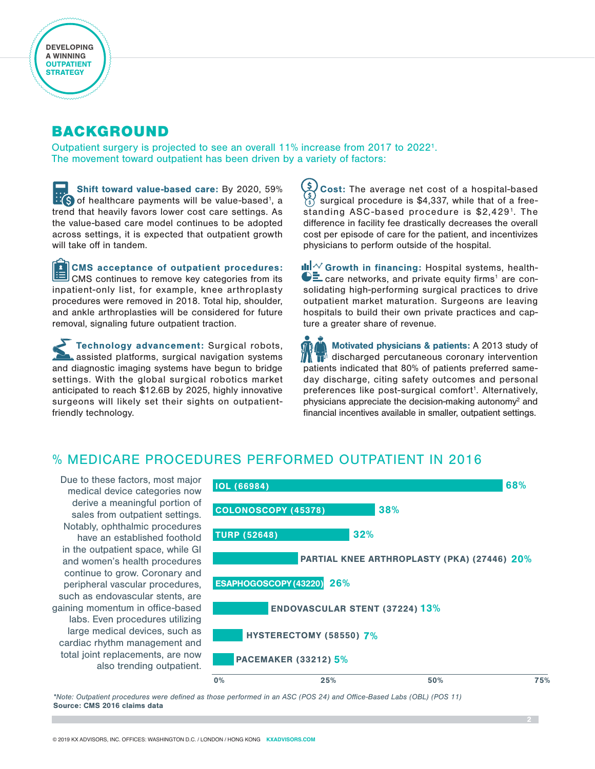DEVELOPING A WINNING OUTPATIENT STRATEGY

## BACKGROUND

Outpatient surgery is projected to see an overall 11% increase from 2017 to 2022[1]. The movement toward outpatient has been driven by a variety of factors:

**Shift toward value-based care:** By 2020, 59% of healthcare payments will be value-based[1], a trend that heavily favors lower cost care settings. As the value-based care model continues to be adopted across settings, it is expected that outpatient growth will take off in tandem.

**CMS acceptance of outpatient procedures:** CMS continues to remove key categories from its inpatient-only list, for example, knee arthroplasty procedures were removed in 2018. Total hip, shoulder, and ankle arthroplasties will be considered for future removal, signaling future outpatient traction.

**Technology advancement:** Surgical robots, assisted platforms, surgical navigation systems and diagnostic imaging systems have begun to bridge settings. With the global surgical robotics market anticipated to reach $12.6B by 2025, highly innovative surgeons will likely set their sights on outpatient-friendly technology.

**Cost:** The average net cost of a hospital-based surgical procedure is $4,337, while that of a free-standing ASC-based procedure is $2,429[1]. The difference in facility fee drastically decreases the overall cost per episode of care for the patient, and incentivizes physicians to perform outside of the hospital.

**Growth in financing:** Hospital systems, health-care networks, and private equity firms[1] are consolidating high-performing surgical practices to drive outpatient market maturation. Surgeons are leaving hospitals to build their own private practices and capture a greater share of revenue.

**Motivated physicians & patients:** A 2013 study of discharged percutaneous coronary intervention patients indicated that 80% of patients preferred same-day discharge, citing safety outcomes and personal preferences like post-surgical comfort[1]. Alternatively, physicians appreciate the decision-making autonomy[2] and financial incentives available in smaller, outpatient settings.

## % MEDICARE PROCEDURES PERFORMED OUTPATIENT IN 2016

Due to these factors, most major medical device categories now derive a meaningful portion of sales from outpatient settings. Notably, ophthalmic procedures have an established foothold in the outpatient space, while GI and women's health procedures continue to grow. Coronary and peripheral vascular procedures, such as endovascular stents, are gaining momentum in office-based labs. Even procedures utilizing large medical devices, such as cardiac rhythm management and total joint replacements, are now also trending outpatient.

| Procedure | % Outpatient |
|---|---|
| IOL (66984) | 68% |
| COLONOSCOPY (45378) | 38% |
| TURP (52648) | 32% |
| PARTIAL KNEE ARTHROPLASTY (PKA) (27446) | 20% |
| ESAPHOGOSCOPY (43220) | 26% |
| ENDOVASCULAR STENT (37224) | 13% |
| HYSTERECTOMY (58550) | 7% |
| PACEMAKER (33212) | 5% |

*\*Note: Outpatient procedures were defined as those performed in an ASC (POS 24) and Office-Based Labs (OBL) (POS 11)*

**Source: CMS 2016 claims data**

© 2019 KX ADVISORS, INC. OFFICES: WASHINGTON D.C. / LONDON / HONG KONG KXADVISORS.COM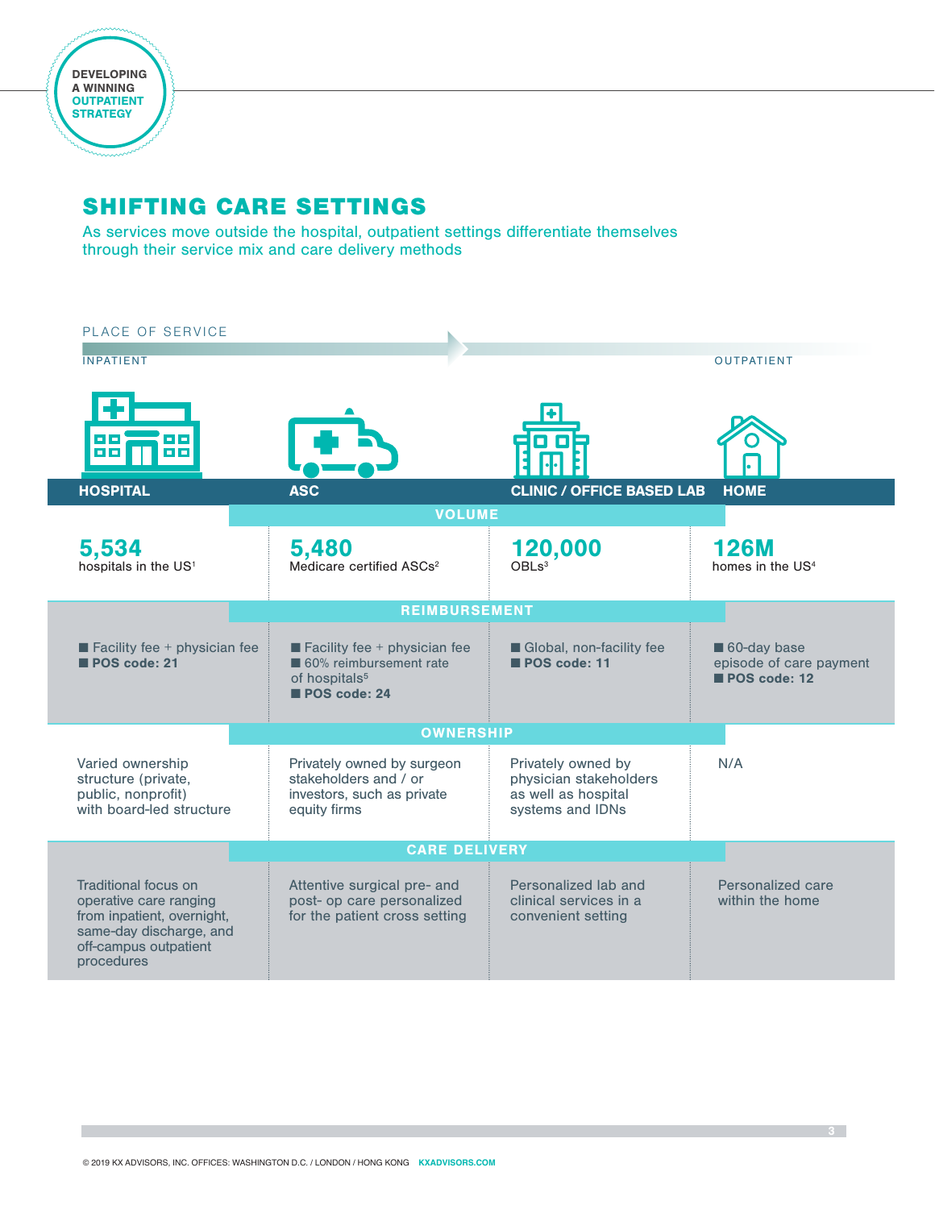## SHIFTING CARE SETTINGS

As services move outside the hospital, outpatient settings differentiate themselves through their service mix and care delivery methods

PLACE OF SERVICE

INPATIENT → OUTPATIENT

| | HOSPITAL | ASC | CLINIC / OFFICE BASED LAB | HOME |
|---|---|---|---|---|
| **VOLUME** | **5,534** hospitals in the US[1] | **5,480** Medicare certified ASCs[2] | **120,000** OBLs[3] | **126M** homes in the US[4] |
| **REIMBURSEMENT** | ■ Facility fee + physician fee<br>■ **POS code: 21** | ■ Facility fee + physician fee<br>■ 60% reimbursement rate of hospitals[5]<br>■ **POS code: 24** | ■ Global, non-facility fee<br>■ **POS code: 11** | ■ 60-day base episode of care payment<br>■ **POS code: 12** |
| **OWNERSHIP** | Varied ownership structure (private, public, nonprofit) with board-led structure | Privately owned by surgeon stakeholders and / or investors, such as private equity firms | Privately owned by physician stakeholders as well as hospital systems and IDNs | N/A |
| **CARE DELIVERY** | Traditional focus on operative care ranging from inpatient, overnight, same-day discharge, and off-campus outpatient procedures | Attentive surgical pre- and post- op care personalized for the patient cross setting | Personalized lab and clinical services in a convenient setting | Personalized care within the home |

© 2019 KX ADVISORS, INC. OFFICES: WASHINGTON D.C. / LONDON / HONG KONG KXADVISORS.COM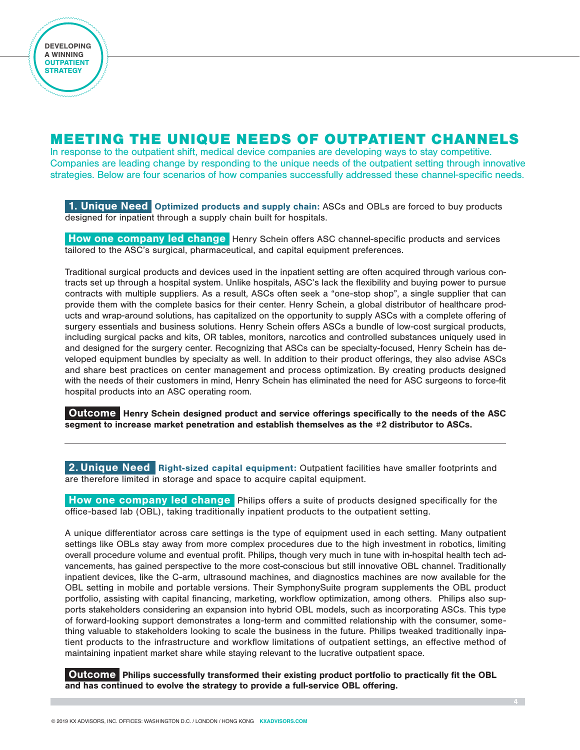## MEETING THE UNIQUE NEEDS OF OUTPATIENT CHANNELS

In response to the outpatient shift, medical device companies are developing ways to stay competitive. Companies are leading change by responding to the unique needs of the outpatient setting through innovative strategies. Below are four scenarios of how companies successfully addressed these channel-specific needs.

**1. Unique Need** **Optimized products and supply chain:** ASCs and OBLs are forced to buy products designed for inpatient through a supply chain built for hospitals.

**How one company led change** Henry Schein offers ASC channel-specific products and services tailored to the ASC's surgical, pharmaceutical, and capital equipment preferences.

Traditional surgical products and devices used in the inpatient setting are often acquired through various contracts set up through a hospital system. Unlike hospitals, ASC's lack the flexibility and buying power to pursue contracts with multiple suppliers. As a result, ASCs often seek a "one-stop shop", a single supplier that can provide them with the complete basics for their center. Henry Schein, a global distributor of healthcare products and wrap-around solutions, has capitalized on the opportunity to supply ASCs with a complete offering of surgery essentials and business solutions. Henry Schein offers ASCs a bundle of low-cost surgical products, including surgical packs and kits, OR tables, monitors, narcotics and controlled substances uniquely used in and designed for the surgery center. Recognizing that ASCs can be specialty-focused, Henry Schein has developed equipment bundles by specialty as well. In addition to their product offerings, they also advise ASCs and share best practices on center management and process optimization. By creating products designed with the needs of their customers in mind, Henry Schein has eliminated the need for ASC surgeons to force-fit hospital products into an ASC operating room.

**Outcome** **Henry Schein designed product and service offerings specifically to the needs of the ASC segment to increase market penetration and establish themselves as the #2 distributor to ASCs.**

---

**2. Unique Need** **Right-sized capital equipment:** Outpatient facilities have smaller footprints and are therefore limited in storage and space to acquire capital equipment.

**How one company led change** Philips offers a suite of products designed specifically for the office-based lab (OBL), taking traditionally inpatient products to the outpatient setting.

A unique differentiator across care settings is the type of equipment used in each setting. Many outpatient settings like OBLs stay away from more complex procedures due to the high investment in robotics, limiting overall procedure volume and eventual profit. Philips, though very much in tune with in-hospital health tech advancements, has gained perspective to the more cost-conscious but still innovative OBL channel. Traditionally inpatient devices, like the C-arm, ultrasound machines, and diagnostics machines are now available for the OBL setting in mobile and portable versions. Their SymphonySuite program supplements the OBL product portfolio, assisting with capital financing, marketing, workflow optimization, among others. Philips also supports stakeholders considering an expansion into hybrid OBL models, such as incorporating ASCs. This type of forward-looking support demonstrates a long-term and committed relationship with the consumer, something valuable to stakeholders looking to scale the business in the future. Philips tweaked traditionally inpatient products to the infrastructure and workflow limitations of outpatient settings, an effective method of maintaining inpatient market share while staying relevant to the lucrative outpatient space.

**Outcome** **Philips successfully transformed their existing product portfolio to practically fit the OBL and has continued to evolve the strategy to provide a full-service OBL offering.**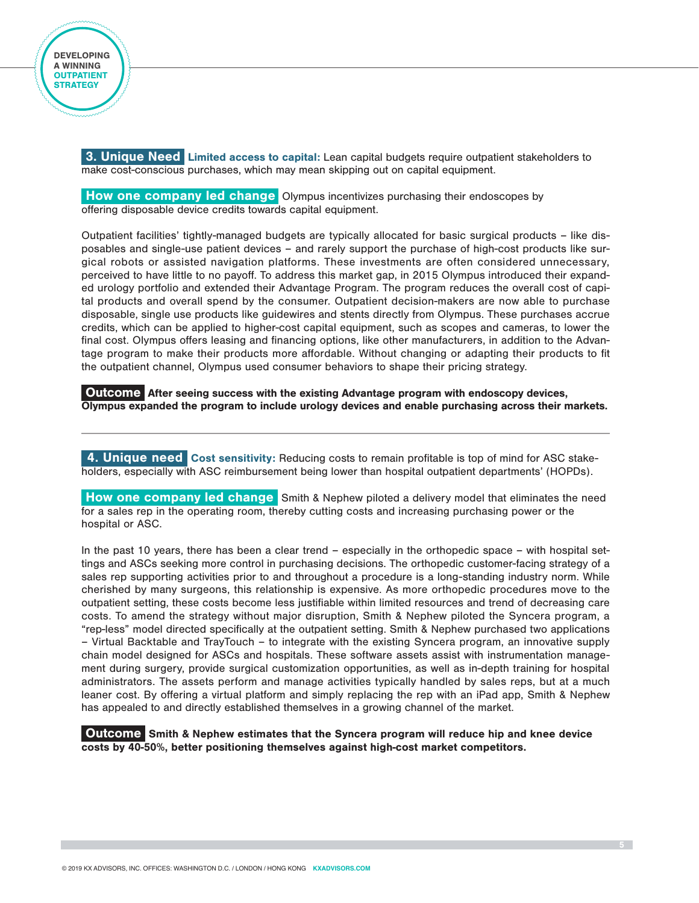**3. Unique Need** **Limited access to capital:** Lean capital budgets require outpatient stakeholders to make cost-conscious purchases, which may mean skipping out on capital equipment.

**How one company led change** Olympus incentivizes purchasing their endoscopes by offering disposable device credits towards capital equipment.

Outpatient facilities' tightly-managed budgets are typically allocated for basic surgical products – like disposables and single-use patient devices – and rarely support the purchase of high-cost products like surgical robots or assisted navigation platforms. These investments are often considered unnecessary, perceived to have little to no payoff. To address this market gap, in 2015 Olympus introduced their expanded urology portfolio and extended their Advantage Program. The program reduces the overall cost of capital products and overall spend by the consumer. Outpatient decision-makers are now able to purchase disposable, single use products like guidewires and stents directly from Olympus. These purchases accrue credits, which can be applied to higher-cost capital equipment, such as scopes and cameras, to lower the final cost. Olympus offers leasing and financing options, like other manufacturers, in addition to the Advantage program to make their products more affordable. Without changing or adapting their products to fit the outpatient channel, Olympus used consumer behaviors to shape their pricing strategy.

**Outcome** **After seeing success with the existing Advantage program with endoscopy devices, Olympus expanded the program to include urology devices and enable purchasing across their markets.**

---

**4. Unique need** **Cost sensitivity:** Reducing costs to remain profitable is top of mind for ASC stakeholders, especially with ASC reimbursement being lower than hospital outpatient departments' (HOPDs).

**How one company led change** Smith & Nephew piloted a delivery model that eliminates the need for a sales rep in the operating room, thereby cutting costs and increasing purchasing power or the hospital or ASC.

In the past 10 years, there has been a clear trend – especially in the orthopedic space – with hospital settings and ASCs seeking more control in purchasing decisions. The orthopedic customer-facing strategy of a sales rep supporting activities prior to and throughout a procedure is a long-standing industry norm. While cherished by many surgeons, this relationship is expensive. As more orthopedic procedures move to the outpatient setting, these costs become less justifiable within limited resources and trend of decreasing care costs. To amend the strategy without major disruption, Smith & Nephew piloted the Syncera program, a "rep-less" model directed specifically at the outpatient setting. Smith & Nephew purchased two applications – Virtual Backtable and TrayTouch – to integrate with the existing Syncera program, an innovative supply chain model designed for ASCs and hospitals. These software assets assist with instrumentation management during surgery, provide surgical customization opportunities, as well as in-depth training for hospital administrators. The assets perform and manage activities typically handled by sales reps, but at a much leaner cost. By offering a virtual platform and simply replacing the rep with an iPad app, Smith & Nephew has appealed to and directly established themselves in a growing channel of the market.

**Outcome** **Smith & Nephew estimates that the Syncera program will reduce hip and knee device costs by 40-50%, better positioning themselves against high-cost market competitors.**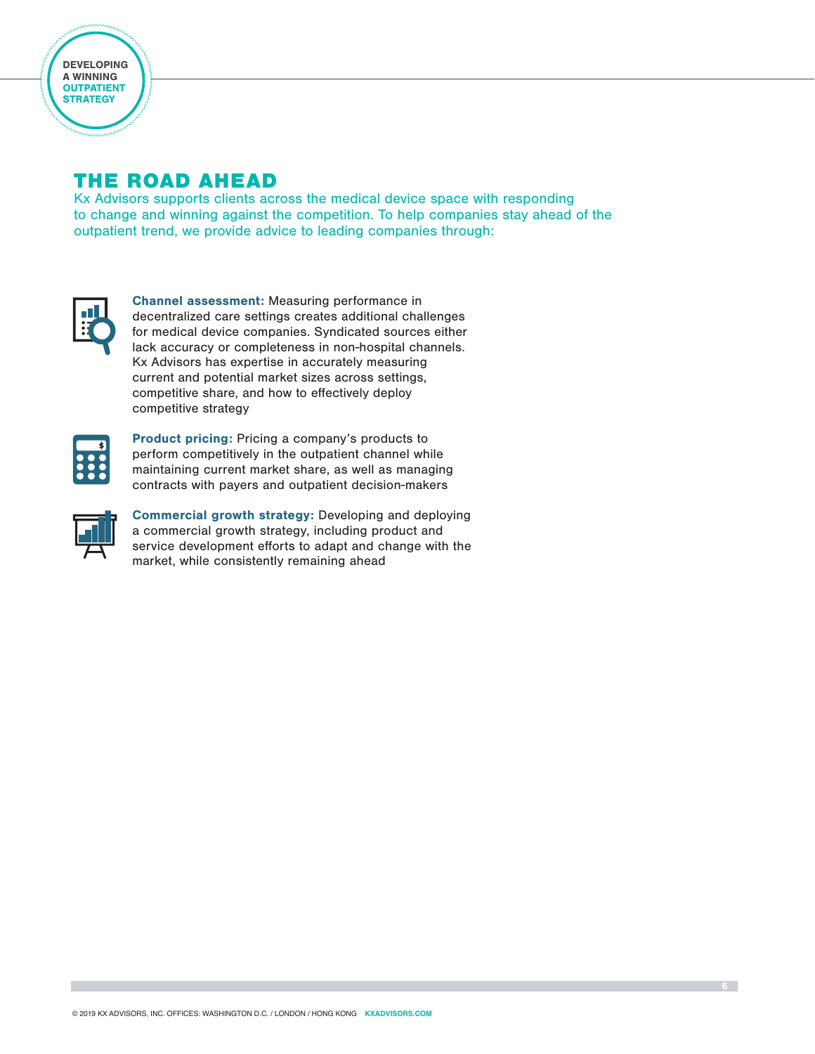## THE ROAD AHEAD

Kx Advisors supports clients across the medical device space with responding to change and winning against the competition. To help companies stay ahead of the outpatient trend, we provide advice to leading companies through:

- **Channel assessment:** Measuring performance in decentralized care settings creates additional challenges for medical device companies. Syndicated sources either lack accuracy or completeness in non-hospital channels. Kx Advisors has expertise in accurately measuring current and potential market sizes across settings, competitive share, and how to effectively deploy competitive strategy

- **Product pricing:** Pricing a company's products to perform competitively in the outpatient channel while maintaining current market share, as well as managing contracts with payers and outpatient decision-makers

- **Commercial growth strategy:** Developing and deploying a commercial growth strategy, including product and service development efforts to adapt and change with the market, while consistently remaining ahead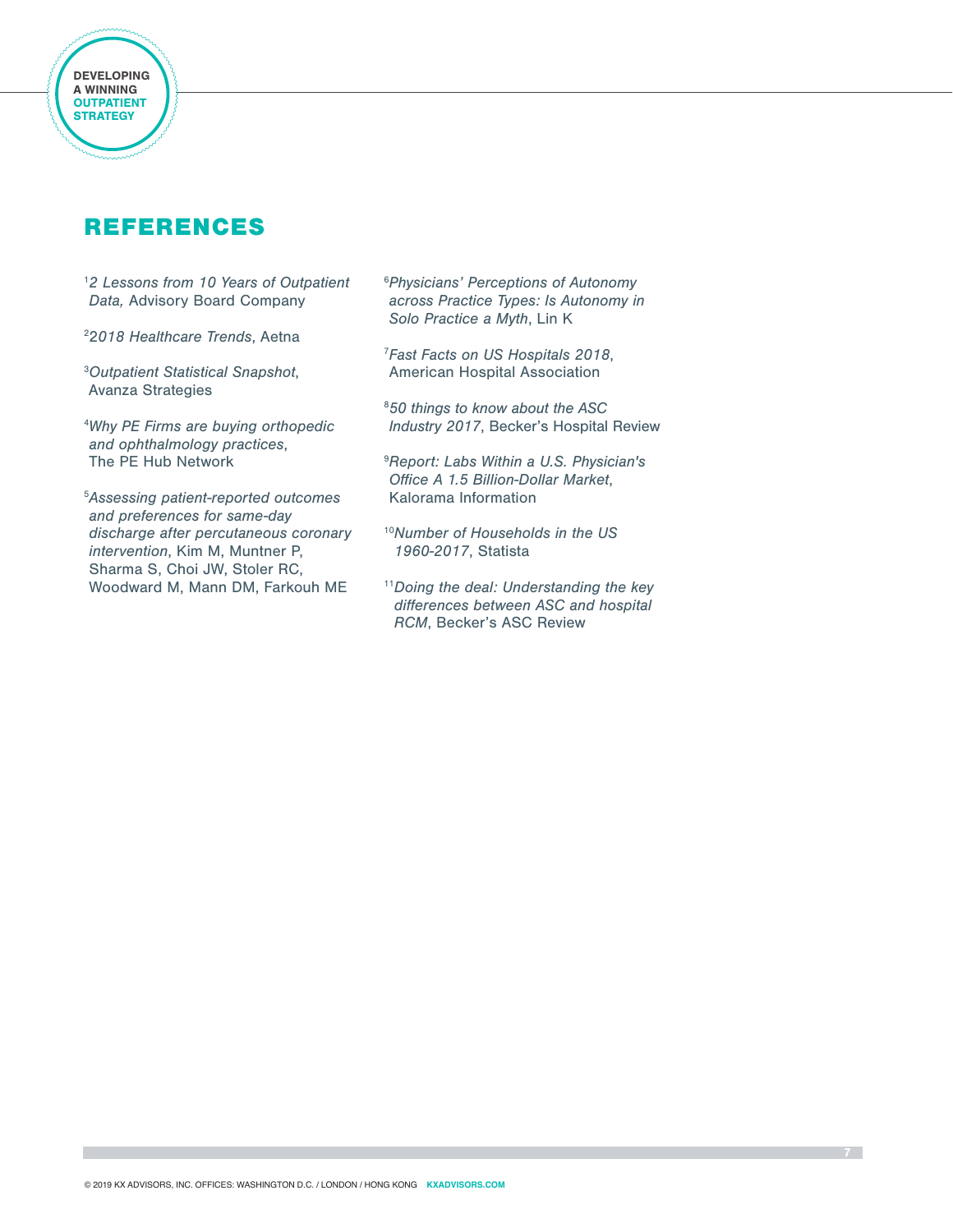# REFERENCES

[1] *2 Lessons from 10 Years of Outpatient Data,* Advisory Board Company

[2] *2018 Healthcare Trends*, Aetna

[3] *Outpatient Statistical Snapshot*, Avanza Strategies

[4] *Why PE Firms are buying orthopedic and ophthalmology practices*, The PE Hub Network

[5] *Assessing patient-reported outcomes and preferences for same-day discharge after percutaneous coronary intervention*, Kim M, Muntner P, Sharma S, Choi JW, Stoler RC, Woodward M, Mann DM, Farkouh ME

[6] *Physicians' Perceptions of Autonomy across Practice Types: Is Autonomy in Solo Practice a Myth*, Lin K

[7] *Fast Facts on US Hospitals 2018*, American Hospital Association

[8] *50 things to know about the ASC Industry 2017*, Becker's Hospital Review

[9] *Report: Labs Within a U.S. Physician's Office A 1.5 Billion-Dollar Market*, Kalorama Information

[10] *Number of Households in the US 1960-2017*, Statista

[11] *Doing the deal: Understanding the key differences between ASC and hospital RCM*, Becker's ASC Review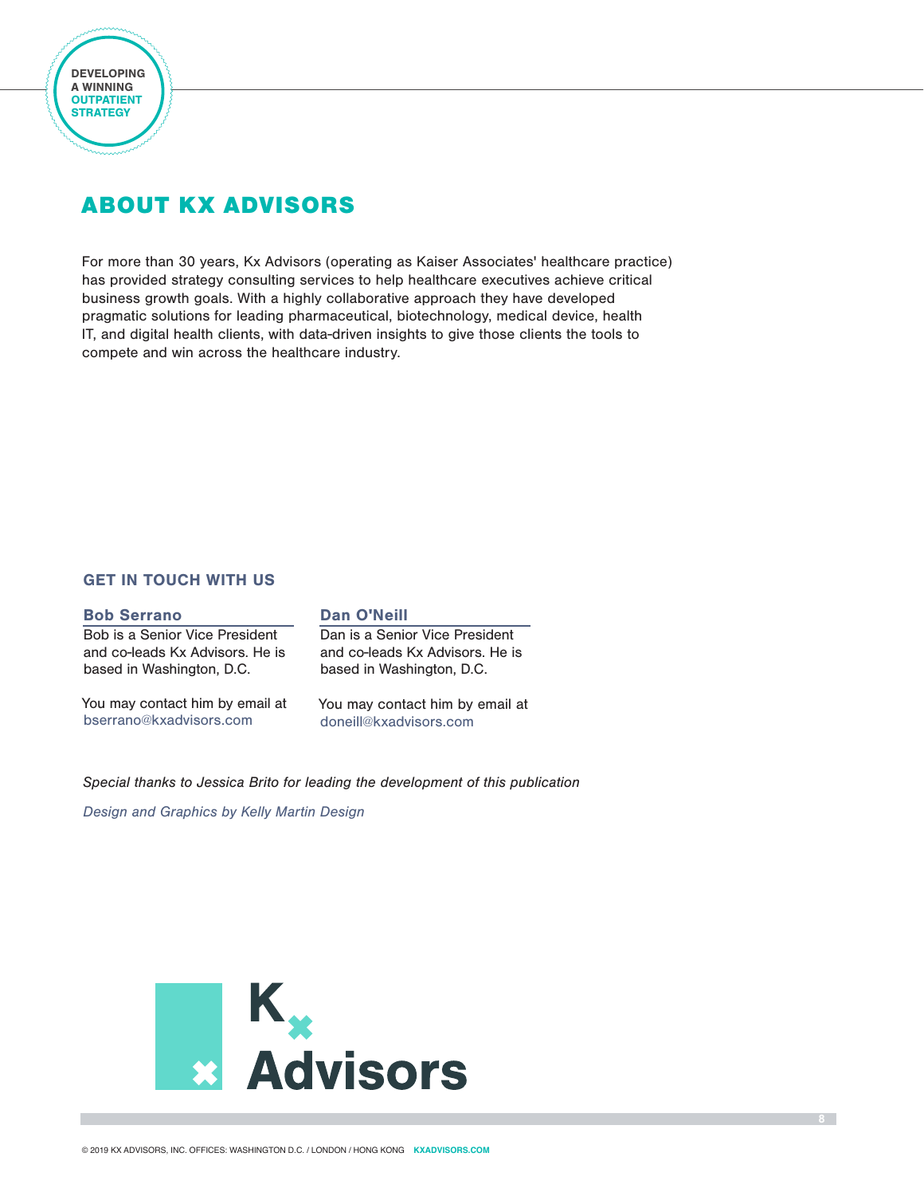## ABOUT KX ADVISORS

For more than 30 years, Kx Advisors (operating as Kaiser Associates' healthcare practice) has provided strategy consulting services to help healthcare executives achieve critical business growth goals. With a highly collaborative approach they have developed pragmatic solutions for leading pharmaceutical, biotechnology, medical device, health IT, and digital health clients, with data-driven insights to give those clients the tools to compete and win across the healthcare industry.

### GET IN TOUCH WITH US

**Bob Serrano**

Bob is a Senior Vice President and co-leads Kx Advisors. He is based in Washington, D.C.

You may contact him by email at bserrano@kxadvisors.com

**Dan O'Neill**

Dan is a Senior Vice President and co-leads Kx Advisors. He is based in Washington, D.C.

You may contact him by email at doneill@kxadvisors.com

*Special thanks to Jessica Brito for leading the development of this publication*

*Design and Graphics by Kelly Martin Design*

Kx Advisors

© 2019 KX ADVISORS, INC. OFFICES: WASHINGTON D.C. / LONDON / HONG KONG KXADVISORS.COM